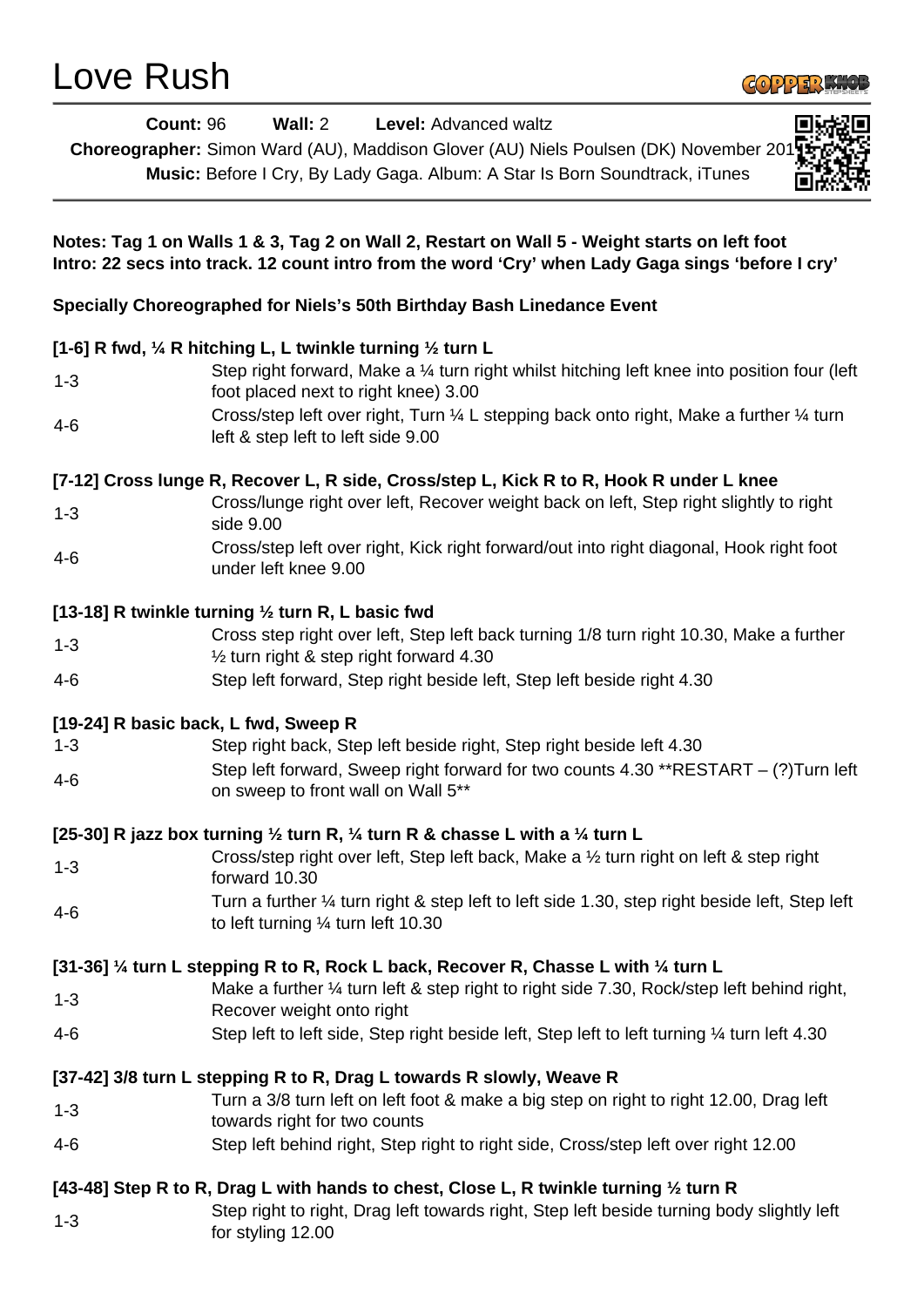# Love Rush

**Count:** 96 **Wall:** 2 **Level:** Advanced waltz

**Choreographer:** Simon Ward (AU), Maddison Glover (AU) Niels Poulsen (DK) November 201

**Music:** Before I Cry, By Lady Gaga. Album: A Star Is Born Soundtrack, iTunes

**Notes: Tag 1 on Walls 1 & 3, Tag 2 on Wall 2, Restart on Wall 5 - Weight starts on left foot**
**Intro: 22 secs into track. 12 count intro from the word 'Cry' when Lady Gaga sings 'before I cry'**

**Specially Choreographed for Niels's 50th Birthday Bash Linedance Event**

**[1-6] R fwd, ¼ R hitching L, L twinkle turning ½ turn L**

| | |
|---|---|
| 1-3 | Step right forward, Make a ¼ turn right whilst hitching left knee into position four (left foot placed next to right knee) 3.00 |
| 4-6 | Cross/step left over right, Turn ¼ L stepping back onto right, Make a further ¼ turn left & step left to left side 9.00 |

**[7-12] Cross lunge R, Recover L, R side, Cross/step L, Kick R to R, Hook R under L knee**

| | |
|---|---|
| 1-3 | Cross/lunge right over left, Recover weight back on left, Step right slightly to right side 9.00 |
| 4-6 | Cross/step left over right, Kick right forward/out into right diagonal, Hook right foot under left knee 9.00 |

**[13-18] R twinkle turning ½ turn R, L basic fwd**

| | |
|---|---|
| 1-3 | Cross step right over left, Step left back turning 1/8 turn right 10.30, Make a further ½ turn right & step right forward 4.30 |
| 4-6 | Step left forward, Step right beside left, Step left beside right 4.30 |

**[19-24] R basic back, L fwd, Sweep R**

| | |
|---|---|
| 1-3 | Step right back, Step left beside right, Step right beside left 4.30 |
| 4-6 | Step left forward, Sweep right forward for two counts 4.30 **RESTART – (?)Turn left on sweep to front wall on Wall 5** |

**[25-30] R jazz box turning ½ turn R, ¼ turn R & chasse L with a ¼ turn L**

| | |
|---|---|
| 1-3 | Cross/step right over left, Step left back, Make a ½ turn right on left & step right forward 10.30 |
| 4-6 | Turn a further ¼ turn right & step left to left side 1.30, step right beside left, Step left to left turning ¼ turn left 10.30 |

**[31-36] ¼ turn L stepping R to R, Rock L back, Recover R, Chasse L with ¼ turn L**

| | |
|---|---|
| 1-3 | Make a further ¼ turn left & step right to right side 7.30, Rock/step left behind right, Recover weight onto right |
| 4-6 | Step left to left side, Step right beside left, Step left to left turning ¼ turn left 4.30 |

**[37-42] 3/8 turn L stepping R to R, Drag L towards R slowly, Weave R**

| | |
|---|---|
| 1-3 | Turn a 3/8 turn left on left foot & make a big step on right to right 12.00, Drag left towards right for two counts |
| 4-6 | Step left behind right, Step right to right side, Cross/step left over right 12.00 |

**[43-48] Step R to R, Drag L with hands to chest, Close L, R twinkle turning ½ turn R**

| | |
|---|---|
| 1-3 | Step right to right, Drag left towards right, Step left beside turning body slightly left for styling 12.00 |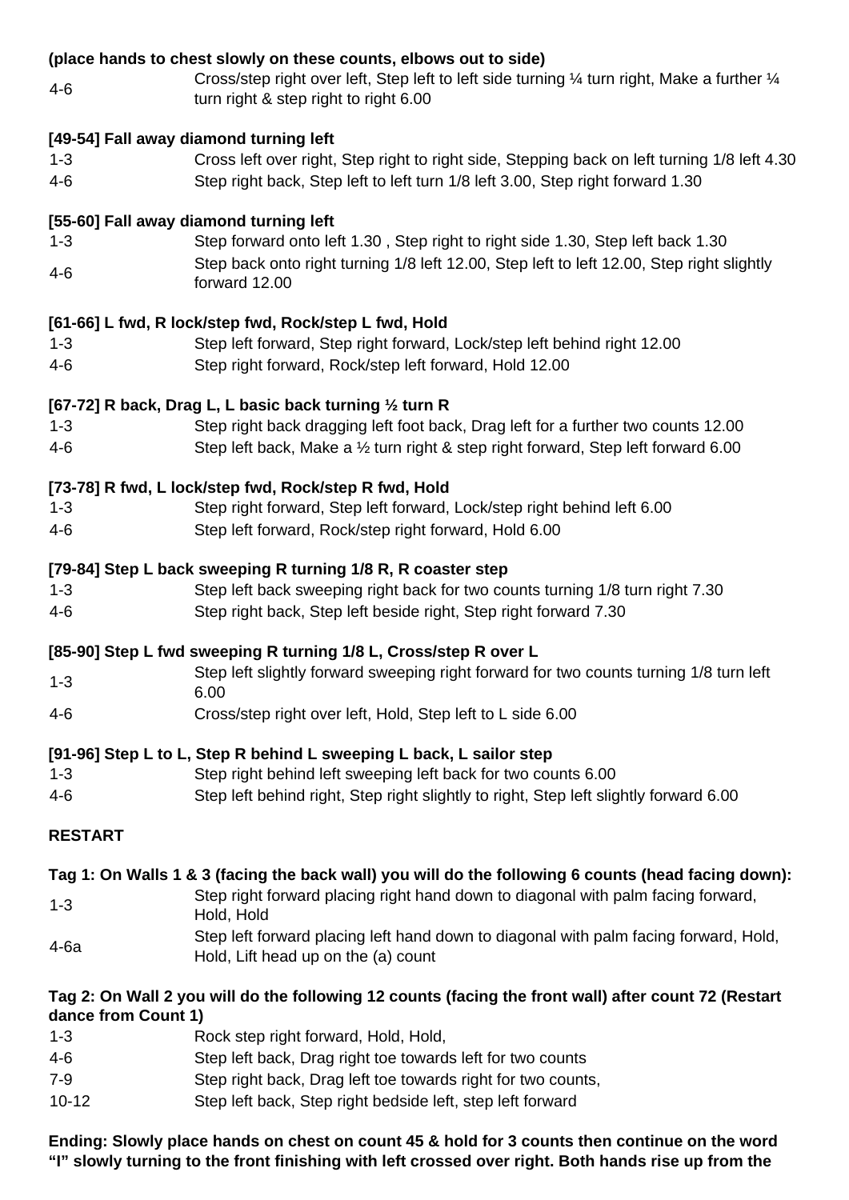**(place hands to chest slowly on these counts, elbows out to side)**

| | |
|---|---|
| 4-6 | Cross/step right over left, Step left to left side turning ¼ turn right, Make a further ¼ turn right & step right to right 6.00 |

**[49-54] Fall away diamond turning left**

| | |
|---|---|
| 1-3 | Cross left over right, Step right to right side, Stepping back on left turning 1/8 left 4.30 |
| 4-6 | Step right back, Step left to left turn 1/8 left 3.00, Step right forward 1.30 |

**[55-60] Fall away diamond turning left**

| | |
|---|---|
| 1-3 | Step forward onto left 1.30 , Step right to right side 1.30, Step left back 1.30 |
| 4-6 | Step back onto right turning 1/8 left 12.00, Step left to left 12.00, Step right slightly forward 12.00 |

**[61-66] L fwd, R lock/step fwd, Rock/step L fwd, Hold**

| | |
|---|---|
| 1-3 | Step left forward, Step right forward, Lock/step left behind right 12.00 |
| 4-6 | Step right forward, Rock/step left forward, Hold 12.00 |

**[67-72] R back, Drag L, L basic back turning ½ turn R**

| | |
|---|---|
| 1-3 | Step right back dragging left foot back, Drag left for a further two counts 12.00 |
| 4-6 | Step left back, Make a ½ turn right & step right forward, Step left forward 6.00 |

**[73-78] R fwd, L lock/step fwd, Rock/step R fwd, Hold**

| | |
|---|---|
| 1-3 | Step right forward, Step left forward, Lock/step right behind left 6.00 |
| 4-6 | Step left forward, Rock/step right forward, Hold 6.00 |

**[79-84] Step L back sweeping R turning 1/8 R, R coaster step**

| | |
|---|---|
| 1-3 | Step left back sweeping right back for two counts turning 1/8 turn right 7.30 |
| 4-6 | Step right back, Step left beside right, Step right forward 7.30 |

**[85-90] Step L fwd sweeping R turning 1/8 L, Cross/step R over L**

| | |
|---|---|
| 1-3 | Step left slightly forward sweeping right forward for two counts turning 1/8 turn left 6.00 |
| 4-6 | Cross/step right over left, Hold, Step left to L side 6.00 |

**[91-96] Step L to L, Step R behind L sweeping L back, L sailor step**

| | |
|---|---|
| 1-3 | Step right behind left sweeping left back for two counts 6.00 |
| 4-6 | Step left behind right, Step right slightly to right, Step left slightly forward 6.00 |

**RESTART**

**Tag 1: On Walls 1 & 3 (facing the back wall) you will do the following 6 counts (head facing down):**

| | |
|---|---|
| 1-3 | Step right forward placing right hand down to diagonal with palm facing forward, Hold, Hold |
| 4-6a | Step left forward placing left hand down to diagonal with palm facing forward, Hold, Hold, Lift head up on the (a) count |

**Tag 2: On Wall 2 you will do the following 12 counts (facing the front wall) after count 72 (Restart dance from Count 1)**

| | |
|---|---|
| 1-3 | Rock step right forward, Hold, Hold, |
| 4-6 | Step left back, Drag right toe towards left for two counts |
| 7-9 | Step right back, Drag left toe towards right for two counts, |
| 10-12 | Step left back, Step right bedside left, step left forward |

**Ending: Slowly place hands on chest on count 45 & hold for 3 counts then continue on the word "I" slowly turning to the front finishing with left crossed over right. Both hands rise up from the**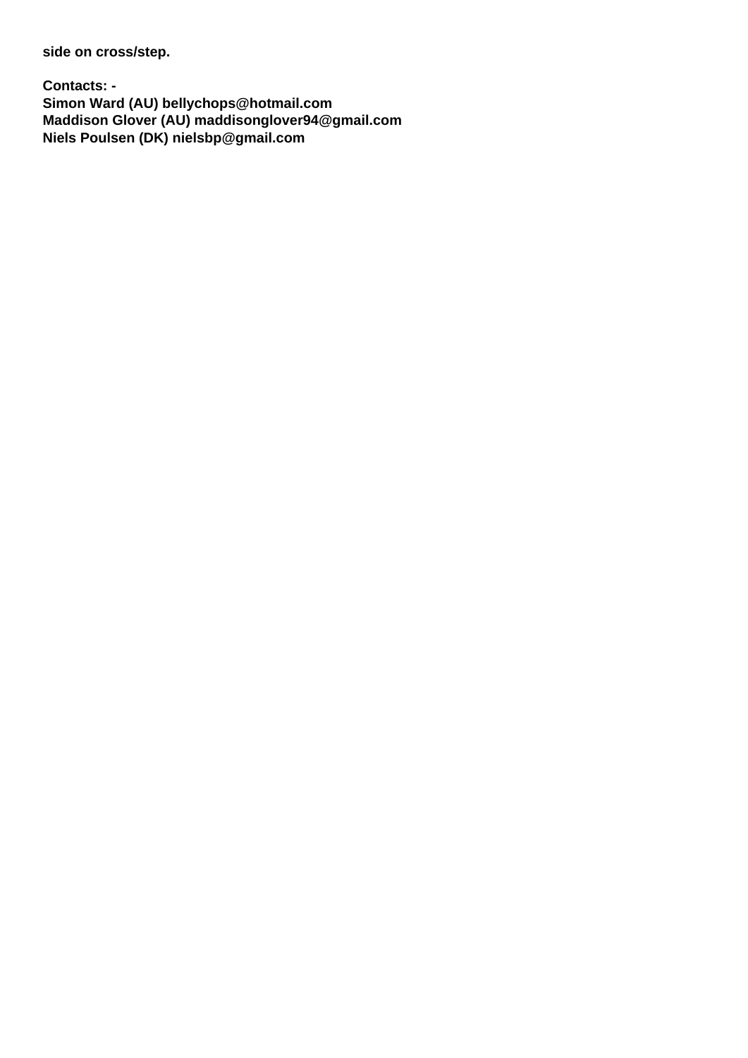**side on cross/step.**

**Contacts: -**
**Simon Ward (AU) bellychops@hotmail.com**
**Maddison Glover (AU) maddisonglover94@gmail.com**
**Niels Poulsen (DK) nielsbp@gmail.com**